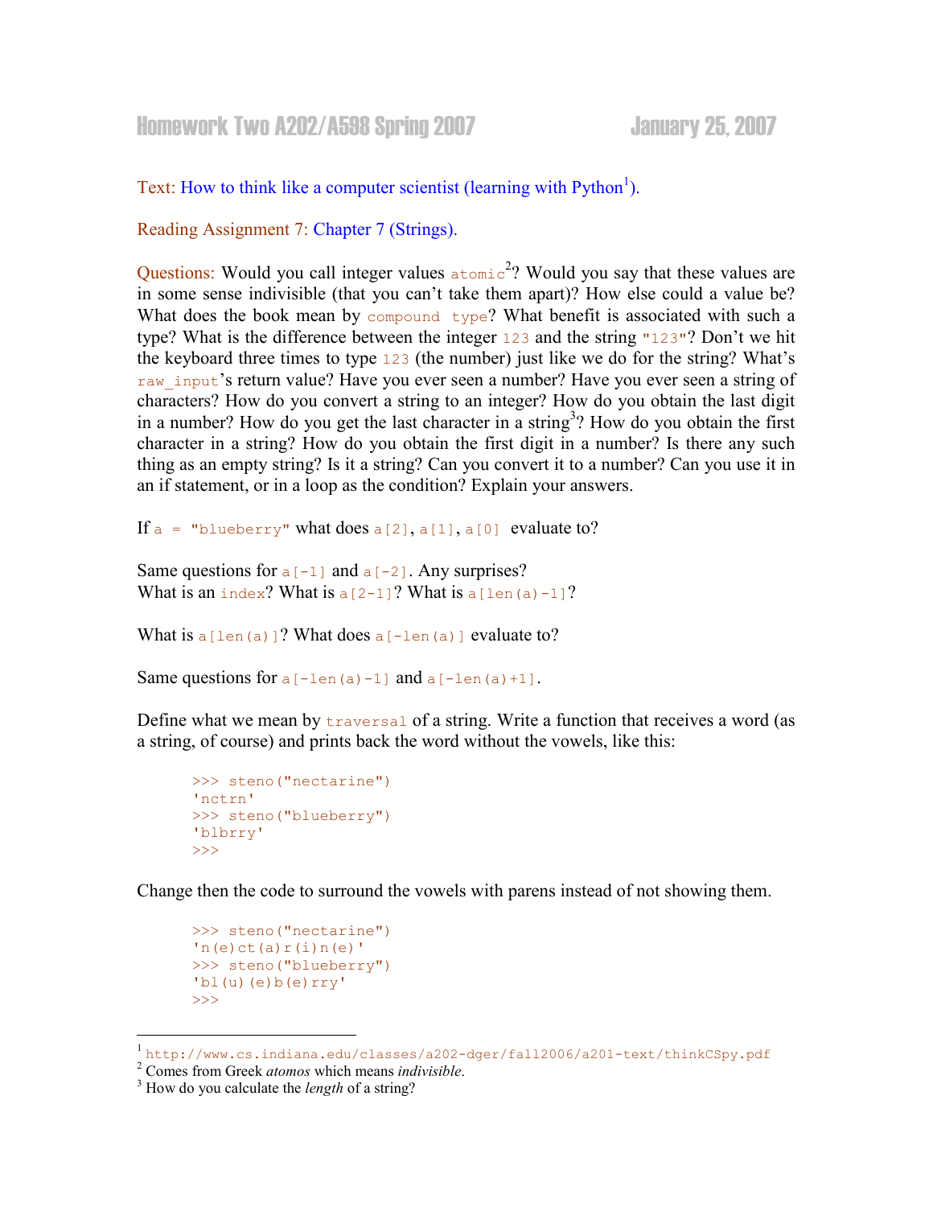# Homework Two A202/A598 Spring 2007 January 25, 2007

Text: How to think like a computer scientist (learning with Python[1]).

Reading Assignment 7: Chapter 7 (Strings).

Questions: Would you call integer values `atomic`[2]? Would you say that these values are in some sense indivisible (that you can't take them apart)? How else could a value be? What does the book mean by `compound type`? What benefit is associated with such a type? What is the difference between the integer `123` and the string `"123"`? Don't we hit the keyboard three times to type `123` (the number) just like we do for the string? What's `raw_input`'s return value? Have you ever seen a number? Have you ever seen a string of characters? How do you convert a string to an integer? How do you obtain the last digit in a number? How do you get the last character in a string[3]? How do you obtain the first character in a string? How do you obtain the first digit in a number? Is there any such thing as an empty string? Is it a string? Can you convert it to a number? Can you use it in an if statement, or in a loop as the condition? Explain your answers.

If `a = "blueberry"` what does `a[2]`, `a[1]`, `a[0]` evaluate to?

Same questions for `a[-1]` and `a[-2]`. Any surprises?
What is an `index`? What is `a[2-1]`? What is `a[len(a)-1]`?

What is `a[len(a)]`? What does `a[-len(a)]` evaluate to?

Same questions for `a[-len(a)-1]` and `a[-len(a)+1]`.

Define what we mean by `traversal` of a string. Write a function that receives a word (as a string, of course) and prints back the word without the vowels, like this:

```
>>> steno("nectarine")
'nctrn'
>>> steno("blueberry")
'blbrry'
>>>
```

Change then the code to surround the vowels with parens instead of not showing them.

```
>>> steno("nectarine")
'n(e)ct(a)r(i)n(e)'
>>> steno("blueberry")
'bl(u)(e)b(e)rry'
>>>
```

---

[1] http://www.cs.indiana.edu/classes/a202-dger/fall2006/a201-text/thinkCSpy.pdf
[2] Comes from Greek *atomos* which means *indivisible*.
[3] How do you calculate the *length* of a string?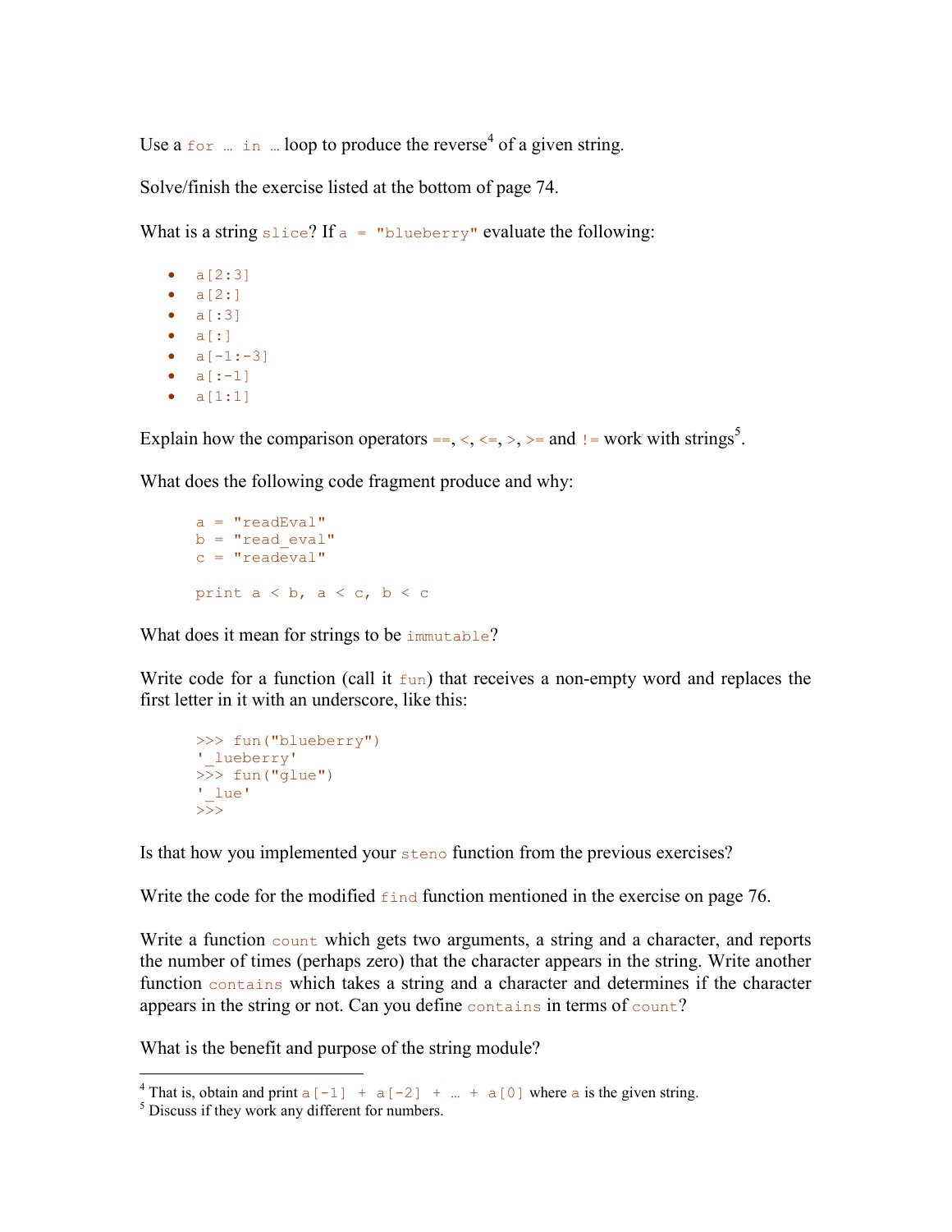Use a `for … in …` loop to produce the reverse[4] of a given string.

Solve/finish the exercise listed at the bottom of page 74.

What is a string `slice`? If `a = "blueberry"` evaluate the following:

- `a[2:3]`
- `a[2:]`
- `a[:3]`
- `a[:]`
- `a[-1:-3]`
- `a[:-1]`
- `a[1:1]`

Explain how the comparison operators `==`, `<`, `<=`, `>`, `>=` and `!=` work with strings[5].

What does the following code fragment produce and why:

```
a = "readEval"
b = "read_eval"
c = "readeval"

print a < b, a < c, b < c
```

What does it mean for strings to be `immutable`?

Write code for a function (call it `fun`) that receives a non-empty word and replaces the first letter in it with an underscore, like this:

```
>>> fun("blueberry")
'_lueberry'
>>> fun("glue")
'_lue'
>>>
```

Is that how you implemented your `steno` function from the previous exercises?

Write the code for the modified `find` function mentioned in the exercise on page 76.

Write a function `count` which gets two arguments, a string and a character, and reports the number of times (perhaps zero) that the character appears in the string. Write another function `contains` which takes a string and a character and determines if the character appears in the string or not. Can you define `contains` in terms of `count`?

What is the benefit and purpose of the string module?

---

[4] That is, obtain and print `a[-1] + a[-2] + … + a[0]` where `a` is the given string.

[5] Discuss if they work any different for numbers.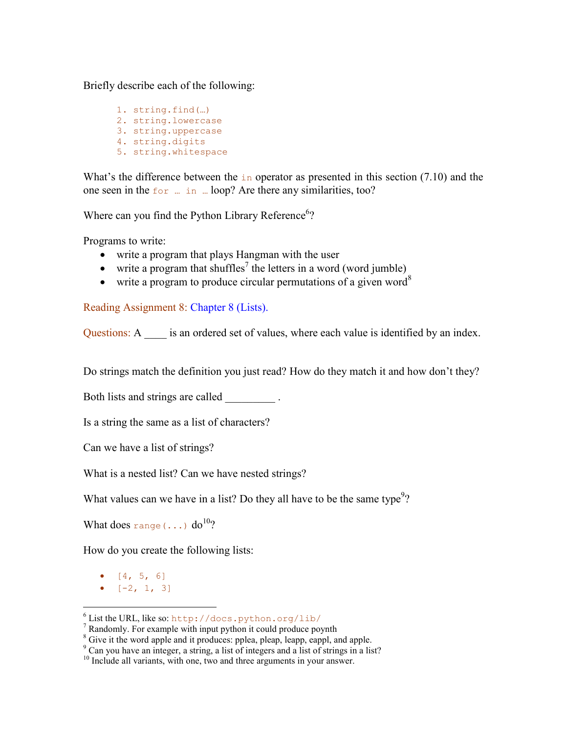Briefly describe each of the following:

```
1. string.find(…)
2. string.lowercase
3. string.uppercase
4. string.digits
5. string.whitespace
```

What's the difference between the `in` operator as presented in this section (7.10) and the one seen in the `for … in …` loop? Are there any similarities, too?

Where can you find the Python Library Reference[6]?

Programs to write:

- write a program that plays Hangman with the user
- write a program that shuffles[7] the letters in a word (word jumble)
- write a program to produce circular permutations of a given word[8]

Reading Assignment 8: Chapter 8 (Lists).

Questions: A ____ is an ordered set of values, where each value is identified by an index.

Do strings match the definition you just read? How do they match it and how don't they?

Both lists and strings are called _________ .

Is a string the same as a list of characters?

Can we have a list of strings?

What is a nested list? Can we have nested strings?

What values can we have in a list? Do they all have to be the same type[9]?

What does `range(...)` do[10]?

How do you create the following lists:

- `[4, 5, 6]`
- `[-2, 1, 3]`

---

[6] List the URL, like so: `http://docs.python.org/lib/`

[7] Randomly. For example with input python it could produce poynth

[8] Give it the word apple and it produces: pplea, pleap, leapp, eappl, and apple.

[9] Can you have an integer, a string, a list of integers and a list of strings in a list?

[10] Include all variants, with one, two and three arguments in your answer.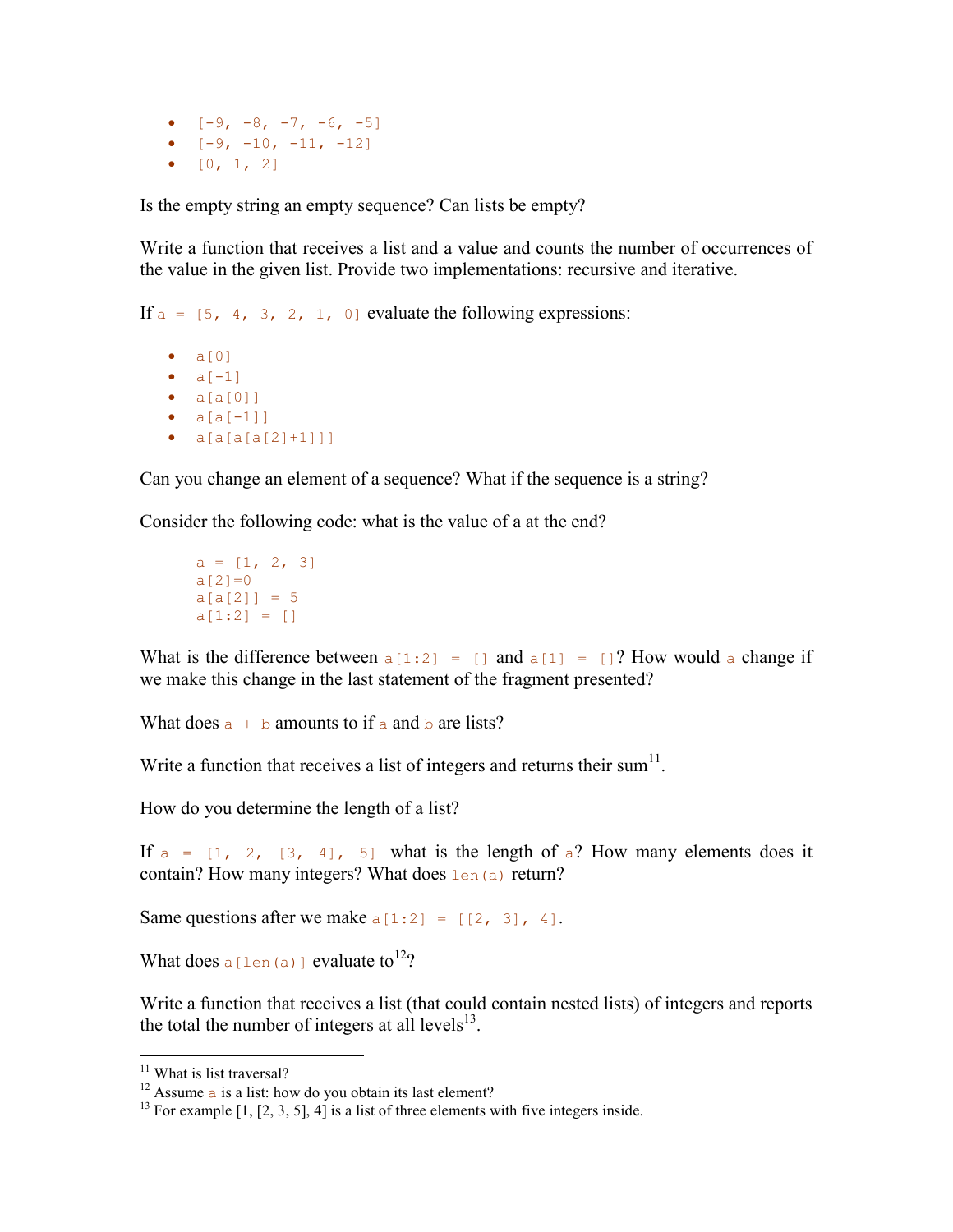- `[-9, -8, -7, -6, -5]`
- `[-9, -10, -11, -12]`
- `[0, 1, 2]`

Is the empty string an empty sequence? Can lists be empty?

Write a function that receives a list and a value and counts the number of occurrences of the value in the given list. Provide two implementations: recursive and iterative.

If `a = [5, 4, 3, 2, 1, 0]` evaluate the following expressions:

- `a[0]`
- `a[-1]`
- `a[a[0]]`
- `a[a[-1]]`
- `a[a[a[a[2]+1]]]`

Can you change an element of a sequence? What if the sequence is a string?

Consider the following code: what is the value of a at the end?

```
a = [1, 2, 3]
a[2]=0
a[a[2]] = 5
a[1:2] = []
```

What is the difference between `a[1:2] = []` and `a[1] = []`? How would `a` change if we make this change in the last statement of the fragment presented?

What does `a + b` amounts to if `a` and `b` are lists?

Write a function that receives a list of integers and returns their sum[11].

How do you determine the length of a list?

If `a = [1, 2, [3, 4], 5]` what is the length of `a`? How many elements does it contain? How many integers? What does `len(a)` return?

Same questions after we make `a[1:2] = [[2, 3], 4]`.

What does `a[len(a)]` evaluate to[12]?

Write a function that receives a list (that could contain nested lists) of integers and reports the total the number of integers at all levels[13].

---

[11] What is list traversal?

[12] Assume `a` is a list: how do you obtain its last element?

[13] For example [1, [2, 3, 5], 4] is a list of three elements with five integers inside.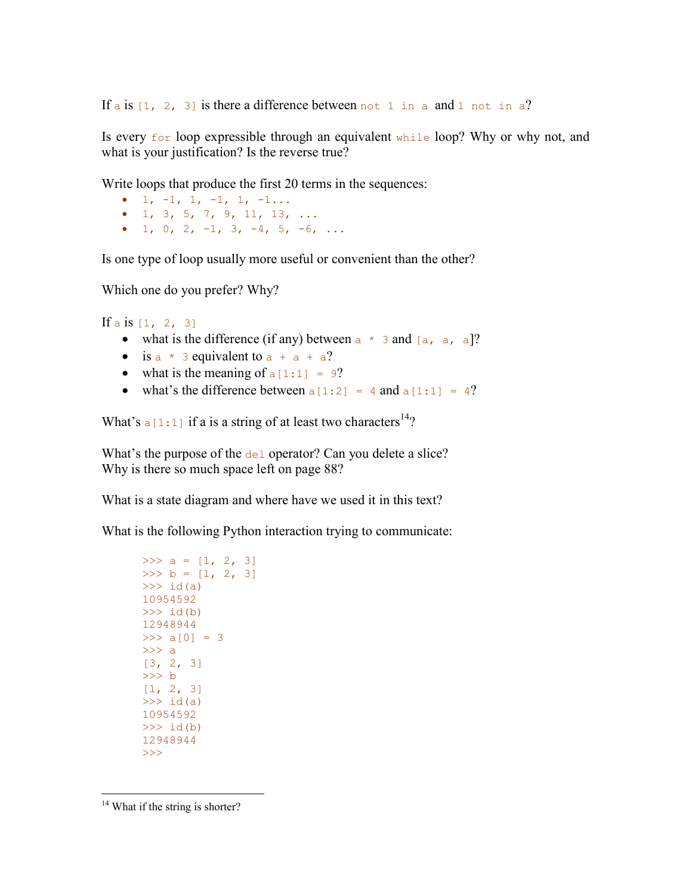If `a` is `[1, 2, 3]` is there a difference between `not 1 in a` and `1 not in a`?

Is every `for` loop expressible through an equivalent `while` loop? Why or why not, and what is your justification? Is the reverse true?

Write loops that produce the first 20 terms in the sequences:

- `1, -1, 1, -1, 1, -1...`
- `1, 3, 5, 7, 9, 11, 13, ...`
- `1, 0, 2, -1, 3, -4, 5, -6, ...`

Is one type of loop usually more useful or convenient than the other?

Which one do you prefer? Why?

If `a` is `[1, 2, 3]`

- what is the difference (if any) between `a * 3` and `[a, a, a]`?
- is `a * 3` equivalent to `a + a + a`?
- what is the meaning of `a[1:1] = 9`?
- what's the difference between `a[1:2] = 4` and `a[1:1] = 4`?

What's `a[1:1]` if a is a string of at least two characters[14]?

What's the purpose of the `del` operator? Can you delete a slice?
Why is there so much space left on page 88?

What is a state diagram and where have we used it in this text?

What is the following Python interaction trying to communicate:

```
>>> a = [1, 2, 3]
>>> b = [1, 2, 3]
>>> id(a)
10954592
>>> id(b)
12948944
>>> a[0] = 3
>>> a
[3, 2, 3]
>>> b
[1, 2, 3]
>>> id(a)
10954592
>>> id(b)
12948944
>>>
```

[14] What if the string is shorter?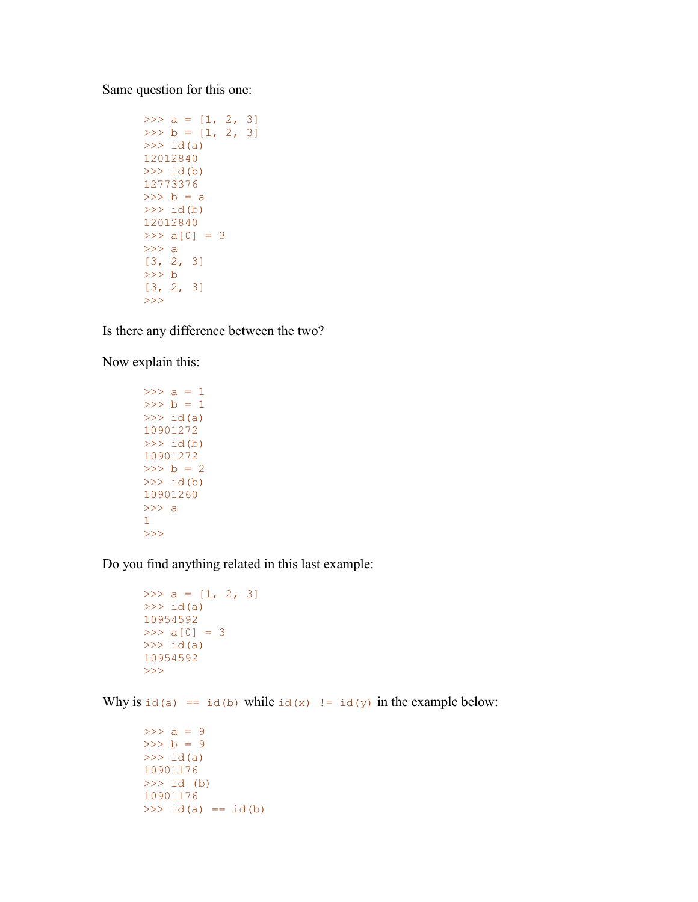Same question for this one:

```
>>> a = [1, 2, 3]
>>> b = [1, 2, 3]
>>> id(a)
12012840
>>> id(b)
12773376
>>> b = a
>>> id(b)
12012840
>>> a[0] = 3
>>> a
[3, 2, 3]
>>> b
[3, 2, 3]
>>>
```

Is there any difference between the two?

Now explain this:

```
>>> a = 1
>>> b = 1
>>> id(a)
10901272
>>> id(b)
10901272
>>> b = 2
>>> id(b)
10901260
>>> a
1
>>>
```

Do you find anything related in this last example:

```
>>> a = [1, 2, 3]
>>> id(a)
10954592
>>> a[0] = 3
>>> id(a)
10954592
>>>
```

Why is `id(a) == id(b)` while `id(x) != id(y)` in the example below:

```
>>> a = 9
>>> b = 9
>>> id(a)
10901176
>>> id (b)
10901176
>>> id(a) == id(b)
```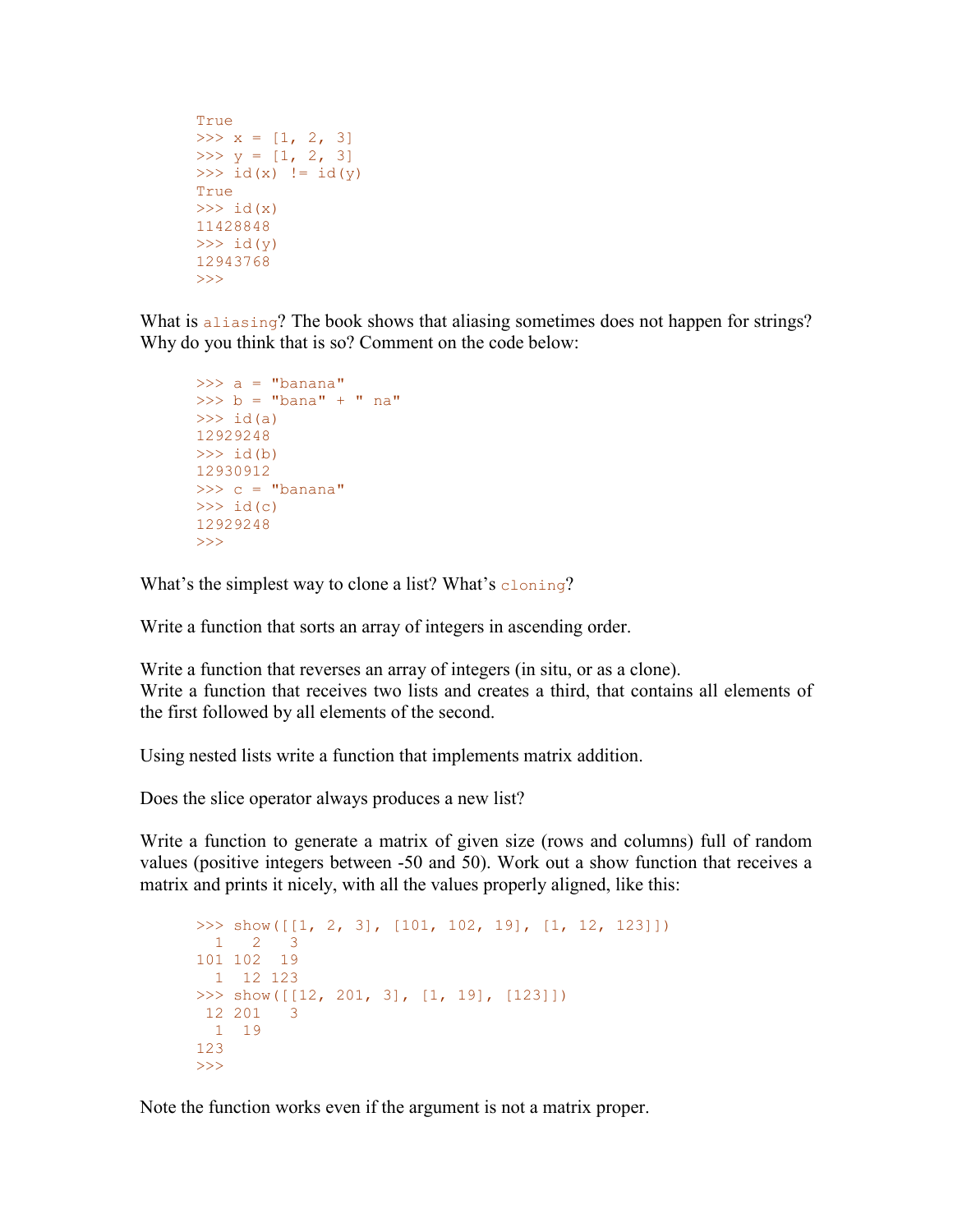```
True
>>> x = [1, 2, 3]
>>> y = [1, 2, 3]
>>> id(x) != id(y)
True
>>> id(x)
11428848
>>> id(y)
12943768
>>>
```

What is `aliasing`? The book shows that aliasing sometimes does not happen for strings? Why do you think that is so? Comment on the code below:

```
>>> a = "banana"
>>> b = "bana" + " na"
>>> id(a)
12929248
>>> id(b)
12930912
>>> c = "banana"
>>> id(c)
12929248
>>>
```

What's the simplest way to clone a list? What's `cloning`?

Write a function that sorts an array of integers in ascending order.

Write a function that reverses an array of integers (in situ, or as a clone).
Write a function that receives two lists and creates a third, that contains all elements of the first followed by all elements of the second.

Using nested lists write a function that implements matrix addition.

Does the slice operator always produces a new list?

Write a function to generate a matrix of given size (rows and columns) full of random values (positive integers between -50 and 50). Work out a show function that receives a matrix and prints it nicely, with all the values properly aligned, like this:

```
>>> show([[1, 2, 3], [101, 102, 19], [1, 12, 123]])
  1   2   3
101 102  19
  1  12 123
>>> show([[12, 201, 3], [1, 19], [123]])
 12 201   3
  1  19
123
>>>
```

Note the function works even if the argument is not a matrix proper.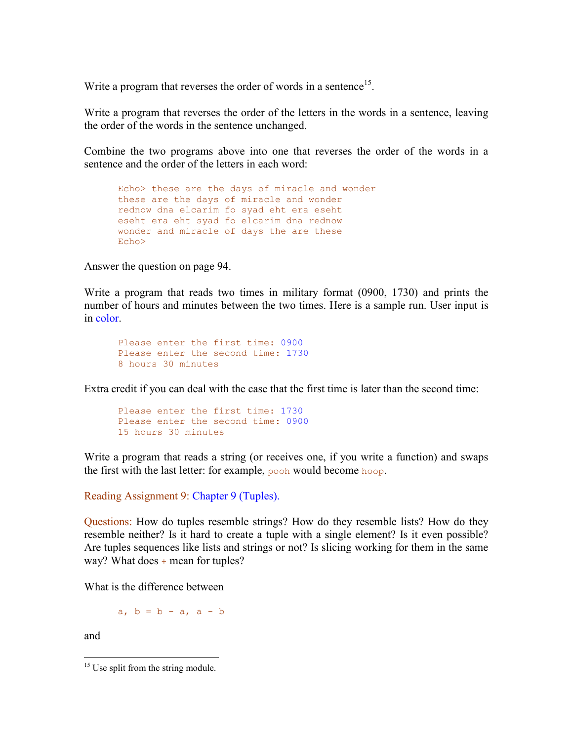Write a program that reverses the order of words in a sentence[15].

Write a program that reverses the order of the letters in the words in a sentence, leaving the order of the words in the sentence unchanged.

Combine the two programs above into one that reverses the order of the words in a sentence and the order of the letters in each word:

```
Echo> these are the days of miracle and wonder
these are the days of miracle and wonder
rednow dna elcarim fo syad eht era eseht
eseht era eht syad fo elcarim dna rednow
wonder and miracle of days the are these
Echo>
```

Answer the question on page 94.

Write a program that reads two times in military format (0900, 1730) and prints the number of hours and minutes between the two times. Here is a sample run. User input is in color.

```
Please enter the first time: 0900
Please enter the second time: 1730
8 hours 30 minutes
```

Extra credit if you can deal with the case that the first time is later than the second time:

```
Please enter the first time: 1730
Please enter the second time: 0900
15 hours 30 minutes
```

Write a program that reads a string (or receives one, if you write a function) and swaps the first with the last letter: for example, `pooh` would become `hoop`.

Reading Assignment 9: Chapter 9 (Tuples).

Questions: How do tuples resemble strings? How do they resemble lists? How do they resemble neither? Is it hard to create a tuple with a single element? Is it even possible? Are tuples sequences like lists and strings or not? Is slicing working for them in the same way? What does `+` mean for tuples?

What is the difference between

```
a, b = b - a, a - b
```

and

[15] Use split from the string module.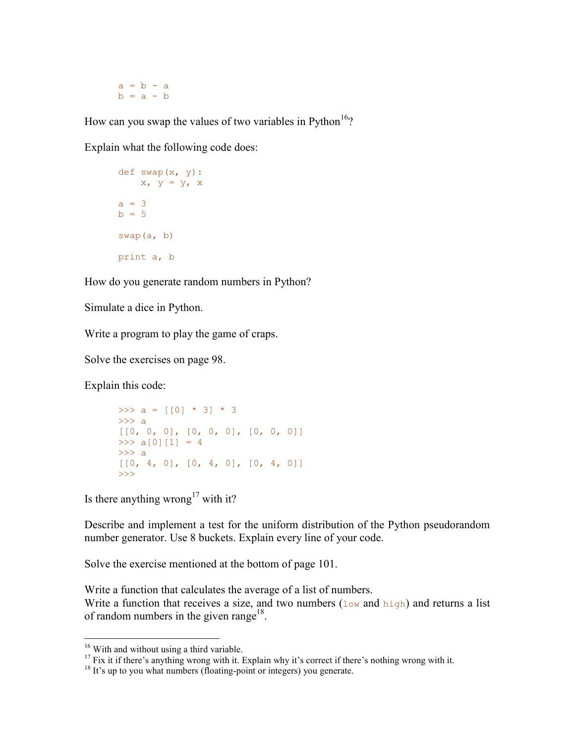```
a = b - a
b = a - b
```

How can you swap the values of two variables in Python[16]?

Explain what the following code does:

```
def swap(x, y):
    x, y = y, x

a = 3
b = 5

swap(a, b)

print a, b
```

How do you generate random numbers in Python?

Simulate a dice in Python.

Write a program to play the game of craps.

Solve the exercises on page 98.

Explain this code:

```
>>> a = [[0] * 3] * 3
>>> a
[[0, 0, 0], [0, 0, 0], [0, 0, 0]]
>>> a[0][1] = 4
>>> a
[[0, 4, 0], [0, 4, 0], [0, 4, 0]]
>>>
```

Is there anything wrong[17] with it?

Describe and implement a test for the uniform distribution of the Python pseudorandom number generator. Use 8 buckets. Explain every line of your code.

Solve the exercise mentioned at the bottom of page 101.

Write a function that calculates the average of a list of numbers.
Write a function that receives a size, and two numbers (`low` and `high`) and returns a list of random numbers in the given range[18].

---

[16] With and without using a third variable.
[17] Fix it if there's anything wrong with it. Explain why it's correct if there's nothing wrong with it.
[18] It's up to you what numbers (floating-point or integers) you generate.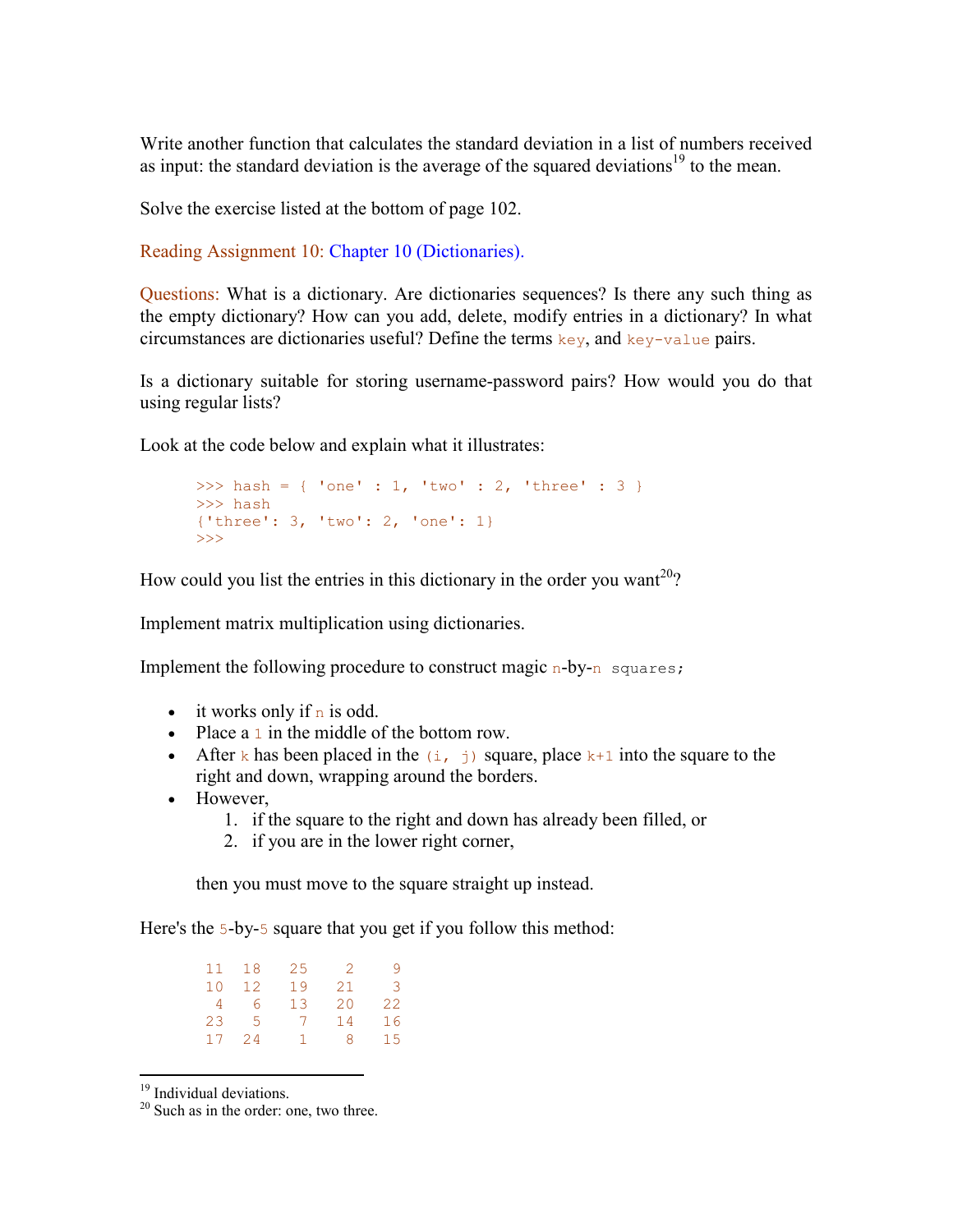Write another function that calculates the standard deviation in a list of numbers received as input: the standard deviation is the average of the squared deviations[19] to the mean.

Solve the exercise listed at the bottom of page 102.

Reading Assignment 10: Chapter 10 (Dictionaries).

Questions: What is a dictionary. Are dictionaries sequences? Is there any such thing as the empty dictionary? How can you add, delete, modify entries in a dictionary? In what circumstances are dictionaries useful? Define the terms `key`, and `key-value` pairs.

Is a dictionary suitable for storing username-password pairs? How would you do that using regular lists?

Look at the code below and explain what it illustrates:

```
>>> hash = { 'one' : 1, 'two' : 2, 'three' : 3 }
>>> hash
{'three': 3, 'two': 2, 'one': 1}
>>>
```

How could you list the entries in this dictionary in the order you want[20]?

Implement matrix multiplication using dictionaries.

Implement the following procedure to construct magic `n`-by-`n squares;`

- it works only if `n` is odd.
- Place a `1` in the middle of the bottom row.
- After `k` has been placed in the `(i, j)` square, place `k+1` into the square to the right and down, wrapping around the borders.
- However,
  1. if the square to the right and down has already been filled, or
  2. if you are in the lower right corner,

  then you must move to the square straight up instead.

Here's the `5`-by-`5` square that you get if you follow this method:

```
11  18   25    2    9
10  12   19   21    3
 4   6   13   20   22
23   5    7   14   16
17  24    1    8   15
```

[19] Individual deviations.

[20] Such as in the order: one, two three.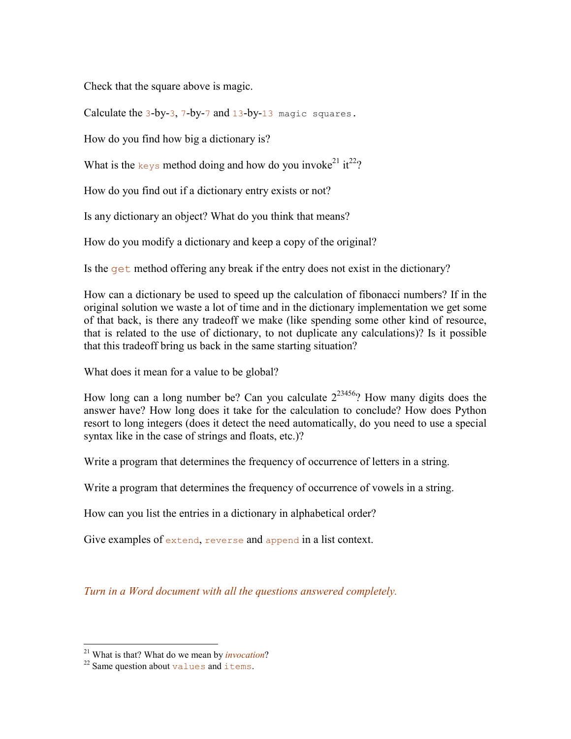Check that the square above is magic.

Calculate the `3`-by-`3`, `7`-by-`7` and `13`-by-`13 magic squares.`

How do you find how big a dictionary is?

What is the `keys` method doing and how do you invoke[21] it[22]?

How do you find out if a dictionary entry exists or not?

Is any dictionary an object? What do you think that means?

How do you modify a dictionary and keep a copy of the original?

Is the `get` method offering any break if the entry does not exist in the dictionary?

How can a dictionary be used to speed up the calculation of fibonacci numbers? If in the original solution we waste a lot of time and in the dictionary implementation we get some of that back, is there any tradeoff we make (like spending some other kind of resource, that is related to the use of dictionary, to not duplicate any calculations)? Is it possible that this tradeoff bring us back in the same starting situation?

What does it mean for a value to be global?

How long can a long number be? Can you calculate $2^{23456}$? How many digits does the answer have? How long does it take for the calculation to conclude? How does Python resort to long integers (does it detect the need automatically, do you need to use a special syntax like in the case of strings and floats, etc.)?

Write a program that determines the frequency of occurrence of letters in a string.

Write a program that determines the frequency of occurrence of vowels in a string.

How can you list the entries in a dictionary in alphabetical order?

Give examples of `extend`, `reverse` and `append` in a list context.

*Turn in a Word document with all the questions answered completely.*

---

[21] What is that? What do we mean by *invocation*?

[22] Same question about `values` and `items`.